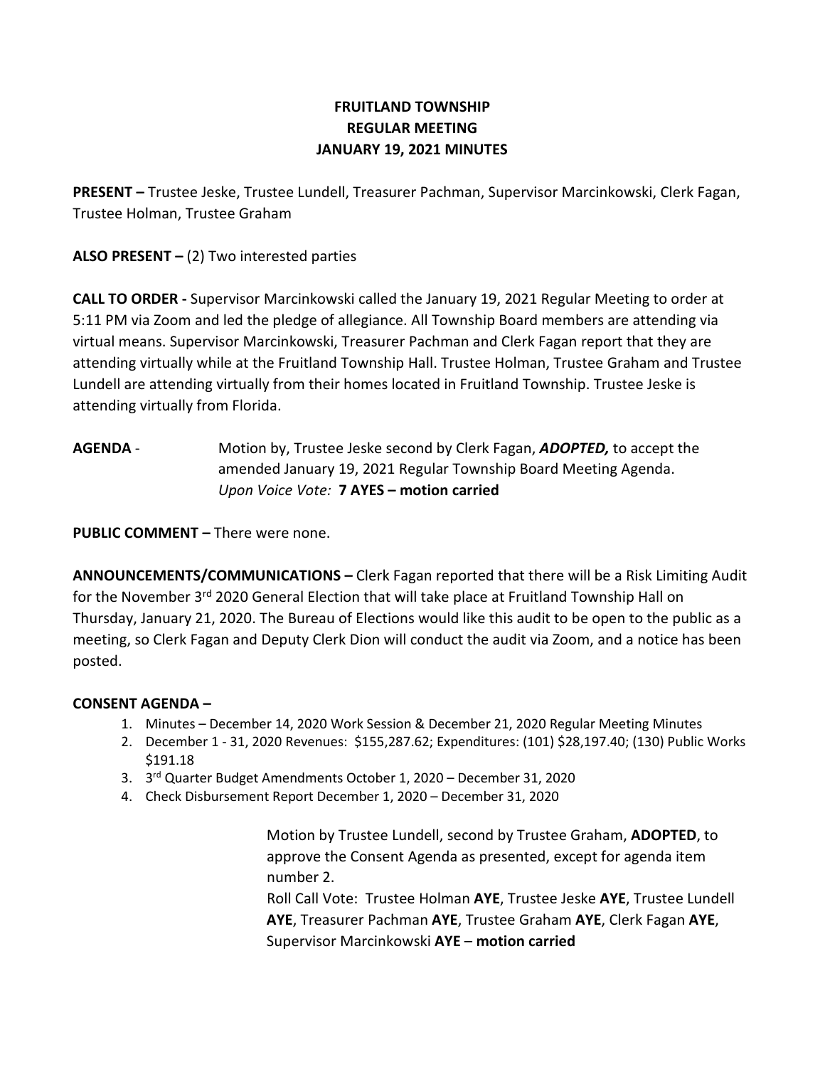# FRUITLAND TOWNSHIP
# REGULAR MEETING
# JANUARY 19, 2021 MINUTES

**PRESENT –** Trustee Jeske, Trustee Lundell, Treasurer Pachman, Supervisor Marcinkowski, Clerk Fagan, Trustee Holman, Trustee Graham

**ALSO PRESENT –** (2) Two interested parties

**CALL TO ORDER -** Supervisor Marcinkowski called the January 19, 2021 Regular Meeting to order at 5:11 PM via Zoom and led the pledge of allegiance. All Township Board members are attending via virtual means. Supervisor Marcinkowski, Treasurer Pachman and Clerk Fagan report that they are attending virtually while at the Fruitland Township Hall. Trustee Holman, Trustee Graham and Trustee Lundell are attending virtually from their homes located in Fruitland Township. Trustee Jeske is attending virtually from Florida.

**AGENDA** - Motion by, Trustee Jeske second by Clerk Fagan, ***ADOPTED,*** to accept the amended January 19, 2021 Regular Township Board Meeting Agenda.
*Upon Voice Vote:* **7 AYES – motion carried**

**PUBLIC COMMENT –** There were none.

**ANNOUNCEMENTS/COMMUNICATIONS –** Clerk Fagan reported that there will be a Risk Limiting Audit for the November 3rd 2020 General Election that will take place at Fruitland Township Hall on Thursday, January 21, 2020. The Bureau of Elections would like this audit to be open to the public as a meeting, so Clerk Fagan and Deputy Clerk Dion will conduct the audit via Zoom, and a notice has been posted.

**CONSENT AGENDA –**

1. Minutes – December 14, 2020 Work Session & December 21, 2020 Regular Meeting Minutes
2. December 1 - 31, 2020 Revenues: $155,287.62; Expenditures: (101) $28,197.40; (130) Public Works $191.18
3. 3rd Quarter Budget Amendments October 1, 2020 – December 31, 2020
4. Check Disbursement Report December 1, 2020 – December 31, 2020

Motion by Trustee Lundell, second by Trustee Graham, **ADOPTED**, to approve the Consent Agenda as presented, except for agenda item number 2.
Roll Call Vote: Trustee Holman **AYE**, Trustee Jeske **AYE**, Trustee Lundell **AYE**, Treasurer Pachman **AYE**, Trustee Graham **AYE**, Clerk Fagan **AYE**, Supervisor Marcinkowski **AYE** – **motion carried**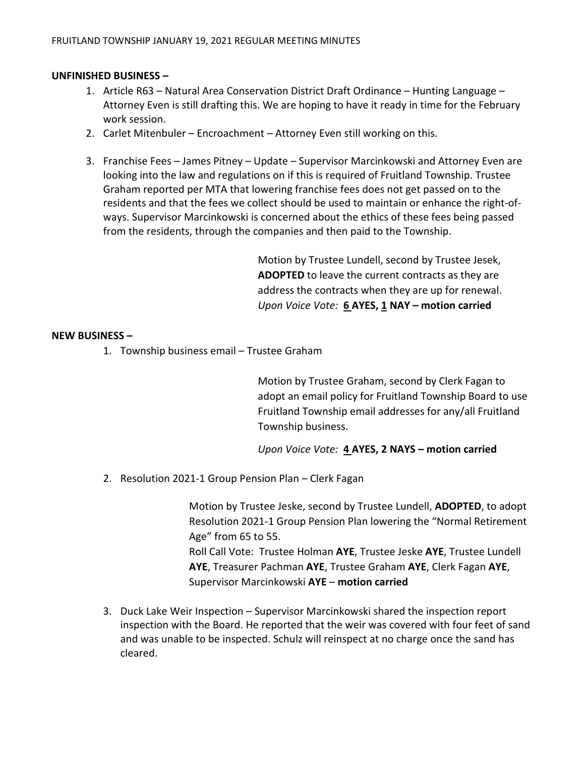**UNFINISHED BUSINESS –**

1. Article R63 – Natural Area Conservation District Draft Ordinance – Hunting Language – Attorney Even is still drafting this. We are hoping to have it ready in time for the February work session.
2. Carlet Mitenbuler – Encroachment – Attorney Even still working on this.
3. Franchise Fees – James Pitney – Update – Supervisor Marcinkowski and Attorney Even are looking into the law and regulations on if this is required of Fruitland Township. Trustee Graham reported per MTA that lowering franchise fees does not get passed on to the residents and that the fees we collect should be used to maintain or enhance the right-of-ways. Supervisor Marcinkowski is concerned about the ethics of these fees being passed from the residents, through the companies and then paid to the Township.

Motion by Trustee Lundell, second by Trustee Jesek, **ADOPTED** to leave the current contracts as they are address the contracts when they are up for renewal.
*Upon Voice Vote:* **6 AYES, 1 NAY – motion carried**

**NEW BUSINESS –**

1. Township business email – Trustee Graham

Motion by Trustee Graham, second by Clerk Fagan to adopt an email policy for Fruitland Township Board to use Fruitland Township email addresses for any/all Fruitland Township business.

*Upon Voice Vote:* **4 AYES, 2 NAYS – motion carried**

2. Resolution 2021-1 Group Pension Plan – Clerk Fagan

Motion by Trustee Jeske, second by Trustee Lundell, **ADOPTED**, to adopt Resolution 2021-1 Group Pension Plan lowering the "Normal Retirement Age" from 65 to 55.
Roll Call Vote: Trustee Holman **AYE**, Trustee Jeske **AYE**, Trustee Lundell **AYE**, Treasurer Pachman **AYE**, Trustee Graham **AYE**, Clerk Fagan **AYE**, Supervisor Marcinkowski **AYE** – **motion carried**

3. Duck Lake Weir Inspection – Supervisor Marcinkowski shared the inspection report inspection with the Board. He reported that the weir was covered with four feet of sand and was unable to be inspected. Schulz will reinspect at no charge once the sand has cleared.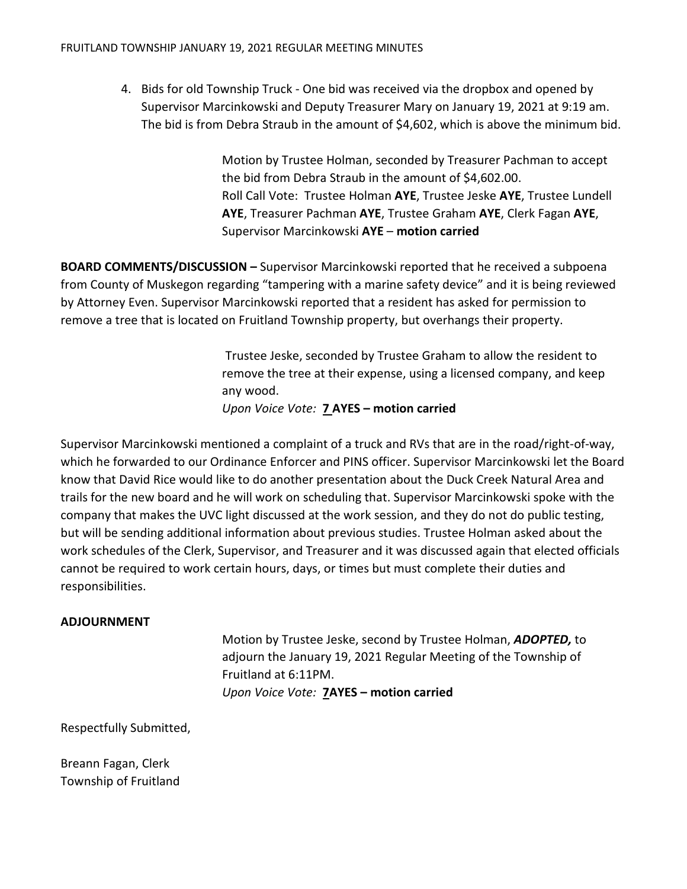4. Bids for old Township Truck - One bid was received via the dropbox and opened by Supervisor Marcinkowski and Deputy Treasurer Mary on January 19, 2021 at 9:19 am. The bid is from Debra Straub in the amount of $4,602, which is above the minimum bid.

> Motion by Trustee Holman, seconded by Treasurer Pachman to accept the bid from Debra Straub in the amount of $4,602.00.
> Roll Call Vote: Trustee Holman **AYE**, Trustee Jeske **AYE**, Trustee Lundell **AYE**, Treasurer Pachman **AYE**, Trustee Graham **AYE**, Clerk Fagan **AYE**, Supervisor Marcinkowski **AYE** – **motion carried**

**BOARD COMMENTS/DISCUSSION –** Supervisor Marcinkowski reported that he received a subpoena from County of Muskegon regarding "tampering with a marine safety device" and it is being reviewed by Attorney Even. Supervisor Marcinkowski reported that a resident has asked for permission to remove a tree that is located on Fruitland Township property, but overhangs their property.

> Trustee Jeske, seconded by Trustee Graham to allow the resident to remove the tree at their expense, using a licensed company, and keep any wood.
> *Upon Voice Vote:* **7 AYES – motion carried**

Supervisor Marcinkowski mentioned a complaint of a truck and RVs that are in the road/right-of-way, which he forwarded to our Ordinance Enforcer and PINS officer. Supervisor Marcinkowski let the Board know that David Rice would like to do another presentation about the Duck Creek Natural Area and trails for the new board and he will work on scheduling that. Supervisor Marcinkowski spoke with the company that makes the UVC light discussed at the work session, and they do not do public testing, but will be sending additional information about previous studies. Trustee Holman asked about the work schedules of the Clerk, Supervisor, and Treasurer and it was discussed again that elected officials cannot be required to work certain hours, days, or times but must complete their duties and responsibilities.

**ADJOURNMENT**

> Motion by Trustee Jeske, second by Trustee Holman, ***ADOPTED,*** to adjourn the January 19, 2021 Regular Meeting of the Township of Fruitland at 6:11PM.
> *Upon Voice Vote:* **7AYES – motion carried**

Respectfully Submitted,

Breann Fagan, Clerk
Township of Fruitland